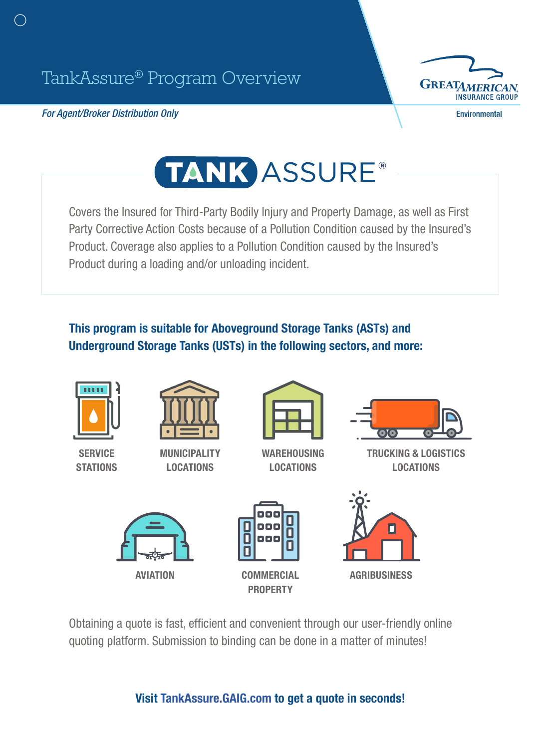# TankAssure® Program Overview

*For Agent/Broker Distribution Only*

Great American Insurance Group
Environmental

## TANK ASSURE®

Covers the Insured for Third-Party Bodily Injury and Property Damage, as well as First Party Corrective Action Costs because of a Pollution Condition caused by the Insured's Product. Coverage also applies to a Pollution Condition caused by the Insured's Product during a loading and/or unloading incident.

### This program is suitable for Aboveground Storage Tanks (ASTs) and Underground Storage Tanks (USTs) in the following sectors, and more:

- SERVICE STATIONS
- MUNICIPALITY LOCATIONS
- WAREHOUSING LOCATIONS
- TRUCKING & LOGISTICS LOCATIONS
- AVIATION
- COMMERCIAL PROPERTY
- AGRIBUSINESS

Obtaining a quote is fast, efficient and convenient through our user-friendly online quoting platform. Submission to binding can be done in a matter of minutes!

**Visit TankAssure.GAIG.com to get a quote in seconds!**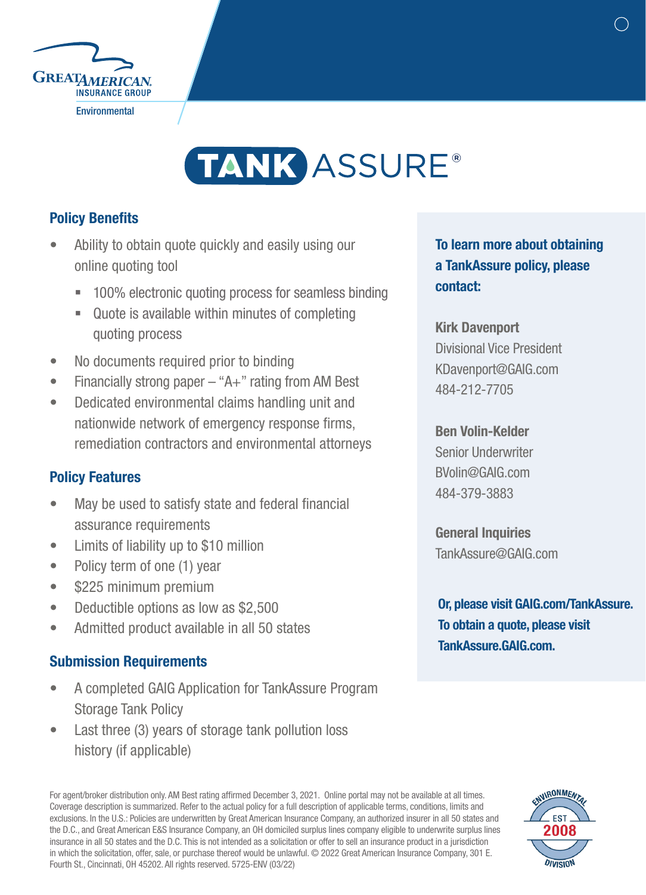GREAT AMERICAN INSURANCE GROUP

Environmental

# TANK ASSURE®

## Policy Benefits

- Ability to obtain quote quickly and easily using our online quoting tool
  - 100% electronic quoting process for seamless binding
  - Quote is available within minutes of completing quoting process
- No documents required prior to binding
- Financially strong paper – "A+" rating from AM Best
- Dedicated environmental claims handling unit and nationwide network of emergency response firms, remediation contractors and environmental attorneys

## Policy Features

- May be used to satisfy state and federal financial assurance requirements
- Limits of liability up to $10 million
- Policy term of one (1) year
- $225 minimum premium
- Deductible options as low as $2,500
- Admitted product available in all 50 states

## Submission Requirements

- A completed GAIG Application for TankAssure Program Storage Tank Policy
- Last three (3) years of storage tank pollution loss history (if applicable)

**To learn more about obtaining a TankAssure policy, please contact:**

**Kirk Davenport**
Divisional Vice President
KDavenport@GAIG.com
484-212-7705

**Ben Volin-Kelder**
Senior Underwriter
BVolin@GAIG.com
484-379-3883

**General Inquiries**
TankAssure@GAIG.com

**Or, please visit GAIG.com/TankAssure. To obtain a quote, please visit TankAssure.GAIG.com.**

For agent/broker distribution only. AM Best rating affirmed December 3, 2021. Online portal may not be available at all times. Coverage description is summarized. Refer to the actual policy for a full description of applicable terms, conditions, limits and exclusions. In the U.S.: Policies are underwritten by Great American Insurance Company, an authorized insurer in all 50 states and the D.C., and Great American E&S Insurance Company, an OH domiciled surplus lines company eligible to underwrite surplus lines insurance in all 50 states and the D.C. This is not intended as a solicitation or offer to sell an insurance product in a jurisdiction in which the solicitation, offer, sale, or purchase thereof would be unlawful. © 2022 Great American Insurance Company, 301 E. Fourth St., Cincinnati, OH 45202. All rights reserved. 5725-ENV (03/22)

ENVIRONMENTAL EST 2008 DIVISION